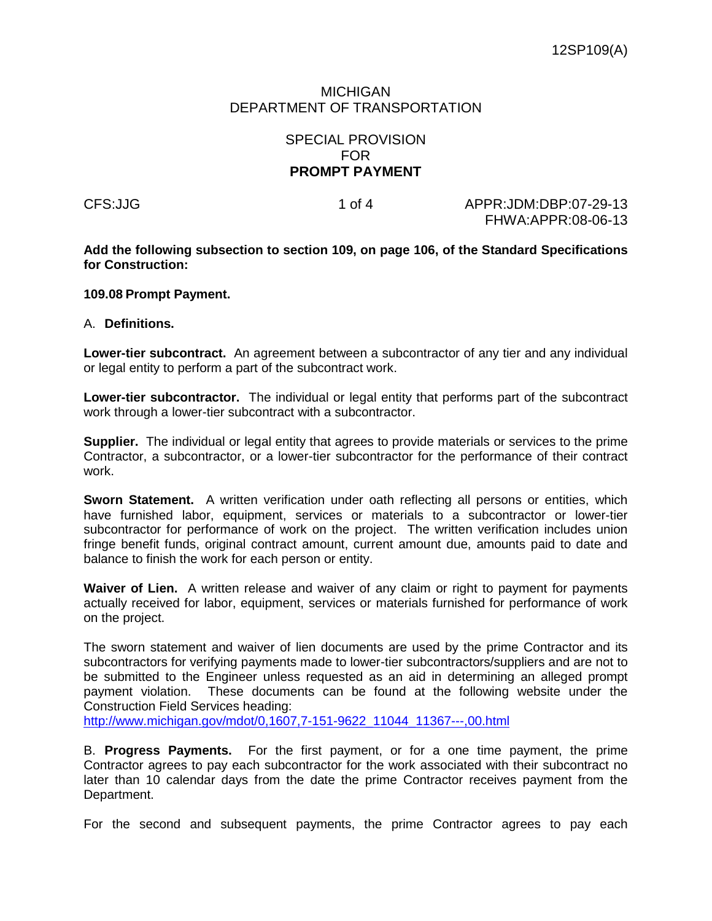12SP109(A)

MICHIGAN
DEPARTMENT OF TRANSPORTATION

SPECIAL PROVISION
FOR
**PROMPT PAYMENT**

CFS:JJG APPR:JDM:DBP:07-29-13
FHWA:APPR:08-06-13

**Add the following subsection to section 109, on page 106, of the Standard Specifications for Construction:**

**109.08 Prompt Payment.**

A. **Definitions.**

**Lower-tier subcontract.** An agreement between a subcontractor of any tier and any individual or legal entity to perform a part of the subcontract work.

**Lower-tier subcontractor.** The individual or legal entity that performs part of the subcontract work through a lower-tier subcontract with a subcontractor.

**Supplier.** The individual or legal entity that agrees to provide materials or services to the prime Contractor, a subcontractor, or a lower-tier subcontractor for the performance of their contract work.

**Sworn Statement.** A written verification under oath reflecting all persons or entities, which have furnished labor, equipment, services or materials to a subcontractor or lower-tier subcontractor for performance of work on the project. The written verification includes union fringe benefit funds, original contract amount, current amount due, amounts paid to date and balance to finish the work for each person or entity.

**Waiver of Lien.** A written release and waiver of any claim or right to payment for payments actually received for labor, equipment, services or materials furnished for performance of work on the project.

The sworn statement and waiver of lien documents are used by the prime Contractor and its subcontractors for verifying payments made to lower-tier subcontractors/suppliers and are not to be submitted to the Engineer unless requested as an aid in determining an alleged prompt payment violation. These documents can be found at the following website under the Construction Field Services heading:
http://www.michigan.gov/mdot/0,1607,7-151-9622_11044_11367---,00.html

B. **Progress Payments.** For the first payment, or for a one time payment, the prime Contractor agrees to pay each subcontractor for the work associated with their subcontract no later than 10 calendar days from the date the prime Contractor receives payment from the Department.

For the second and subsequent payments, the prime Contractor agrees to pay each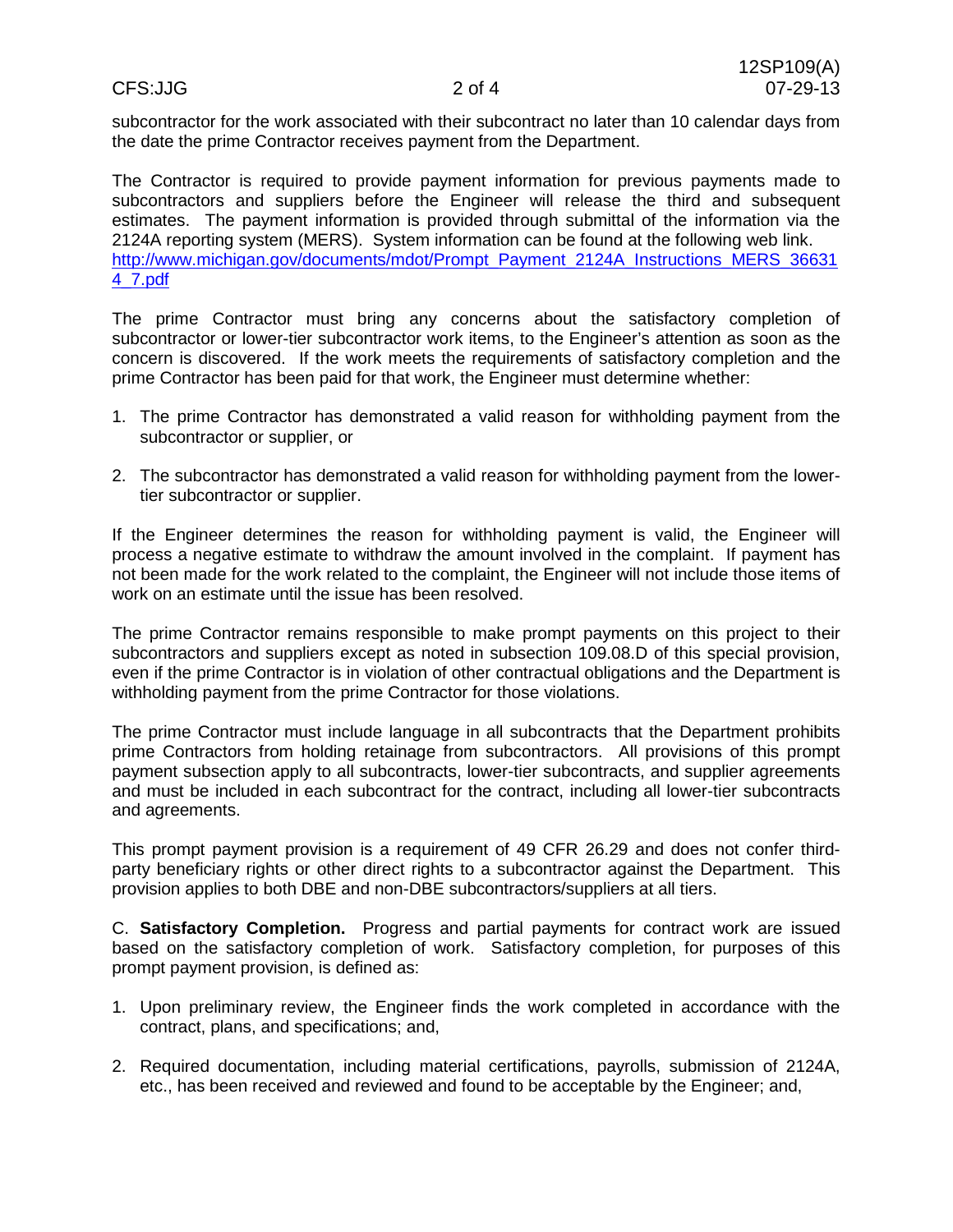subcontractor for the work associated with their subcontract no later than 10 calendar days from the date the prime Contractor receives payment from the Department.

The Contractor is required to provide payment information for previous payments made to subcontractors and suppliers before the Engineer will release the third and subsequent estimates. The payment information is provided through submittal of the information via the 2124A reporting system (MERS). System information can be found at the following web link. [http://www.michigan.gov/documents/mdot/Prompt_Payment_2124A_Instructions_MERS_366314_7.pdf](http://www.michigan.gov/documents/mdot/Prompt_Payment_2124A_Instructions_MERS_366314_7.pdf)

The prime Contractor must bring any concerns about the satisfactory completion of subcontractor or lower-tier subcontractor work items, to the Engineer's attention as soon as the concern is discovered. If the work meets the requirements of satisfactory completion and the prime Contractor has been paid for that work, the Engineer must determine whether:

1. The prime Contractor has demonstrated a valid reason for withholding payment from the subcontractor or supplier, or

2. The subcontractor has demonstrated a valid reason for withholding payment from the lower-tier subcontractor or supplier.

If the Engineer determines the reason for withholding payment is valid, the Engineer will process a negative estimate to withdraw the amount involved in the complaint. If payment has not been made for the work related to the complaint, the Engineer will not include those items of work on an estimate until the issue has been resolved.

The prime Contractor remains responsible to make prompt payments on this project to their subcontractors and suppliers except as noted in subsection 109.08.D of this special provision, even if the prime Contractor is in violation of other contractual obligations and the Department is withholding payment from the prime Contractor for those violations.

The prime Contractor must include language in all subcontracts that the Department prohibits prime Contractors from holding retainage from subcontractors. All provisions of this prompt payment subsection apply to all subcontracts, lower-tier subcontracts, and supplier agreements and must be included in each subcontract for the contract, including all lower-tier subcontracts and agreements.

This prompt payment provision is a requirement of 49 CFR 26.29 and does not confer third-party beneficiary rights or other direct rights to a subcontractor against the Department. This provision applies to both DBE and non-DBE subcontractors/suppliers at all tiers.

C. **Satisfactory Completion.** Progress and partial payments for contract work are issued based on the satisfactory completion of work. Satisfactory completion, for purposes of this prompt payment provision, is defined as:

1. Upon preliminary review, the Engineer finds the work completed in accordance with the contract, plans, and specifications; and,

2. Required documentation, including material certifications, payrolls, submission of 2124A, etc., has been received and reviewed and found to be acceptable by the Engineer; and,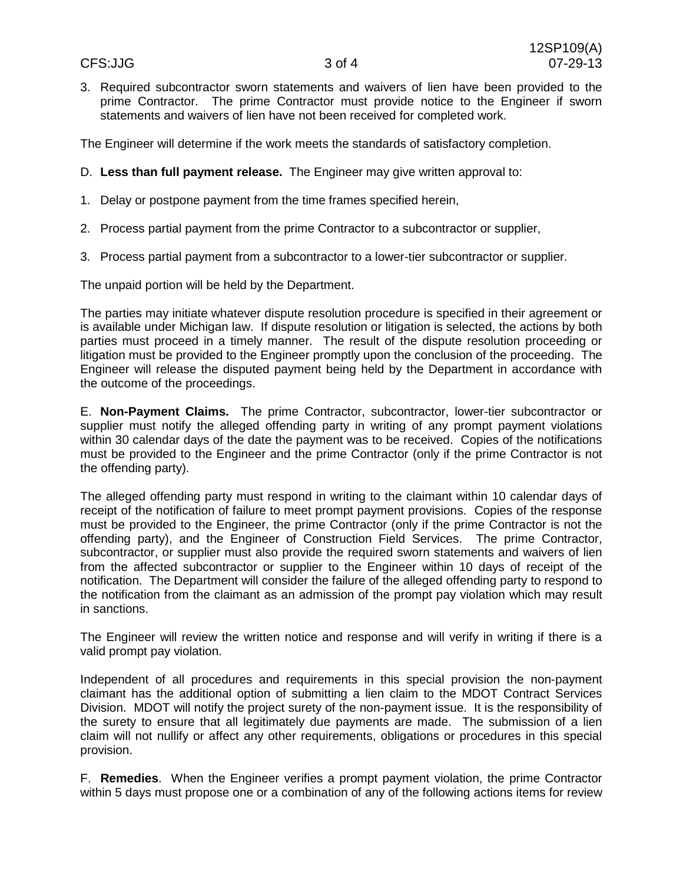3. Required subcontractor sworn statements and waivers of lien have been provided to the prime Contractor. The prime Contractor must provide notice to the Engineer if sworn statements and waivers of lien have not been received for completed work.

The Engineer will determine if the work meets the standards of satisfactory completion.

D. **Less than full payment release.** The Engineer may give written approval to:

1. Delay or postpone payment from the time frames specified herein,

2. Process partial payment from the prime Contractor to a subcontractor or supplier,

3. Process partial payment from a subcontractor to a lower-tier subcontractor or supplier.

The unpaid portion will be held by the Department.

The parties may initiate whatever dispute resolution procedure is specified in their agreement or is available under Michigan law. If dispute resolution or litigation is selected, the actions by both parties must proceed in a timely manner. The result of the dispute resolution proceeding or litigation must be provided to the Engineer promptly upon the conclusion of the proceeding. The Engineer will release the disputed payment being held by the Department in accordance with the outcome of the proceedings.

E. **Non-Payment Claims.** The prime Contractor, subcontractor, lower-tier subcontractor or supplier must notify the alleged offending party in writing of any prompt payment violations within 30 calendar days of the date the payment was to be received. Copies of the notifications must be provided to the Engineer and the prime Contractor (only if the prime Contractor is not the offending party).

The alleged offending party must respond in writing to the claimant within 10 calendar days of receipt of the notification of failure to meet prompt payment provisions. Copies of the response must be provided to the Engineer, the prime Contractor (only if the prime Contractor is not the offending party), and the Engineer of Construction Field Services. The prime Contractor, subcontractor, or supplier must also provide the required sworn statements and waivers of lien from the affected subcontractor or supplier to the Engineer within 10 days of receipt of the notification. The Department will consider the failure of the alleged offending party to respond to the notification from the claimant as an admission of the prompt pay violation which may result in sanctions.

The Engineer will review the written notice and response and will verify in writing if there is a valid prompt pay violation.

Independent of all procedures and requirements in this special provision the non-payment claimant has the additional option of submitting a lien claim to the MDOT Contract Services Division. MDOT will notify the project surety of the non-payment issue. It is the responsibility of the surety to ensure that all legitimately due payments are made. The submission of a lien claim will not nullify or affect any other requirements, obligations or procedures in this special provision.

F. **Remedies**. When the Engineer verifies a prompt payment violation, the prime Contractor within 5 days must propose one or a combination of any of the following actions items for review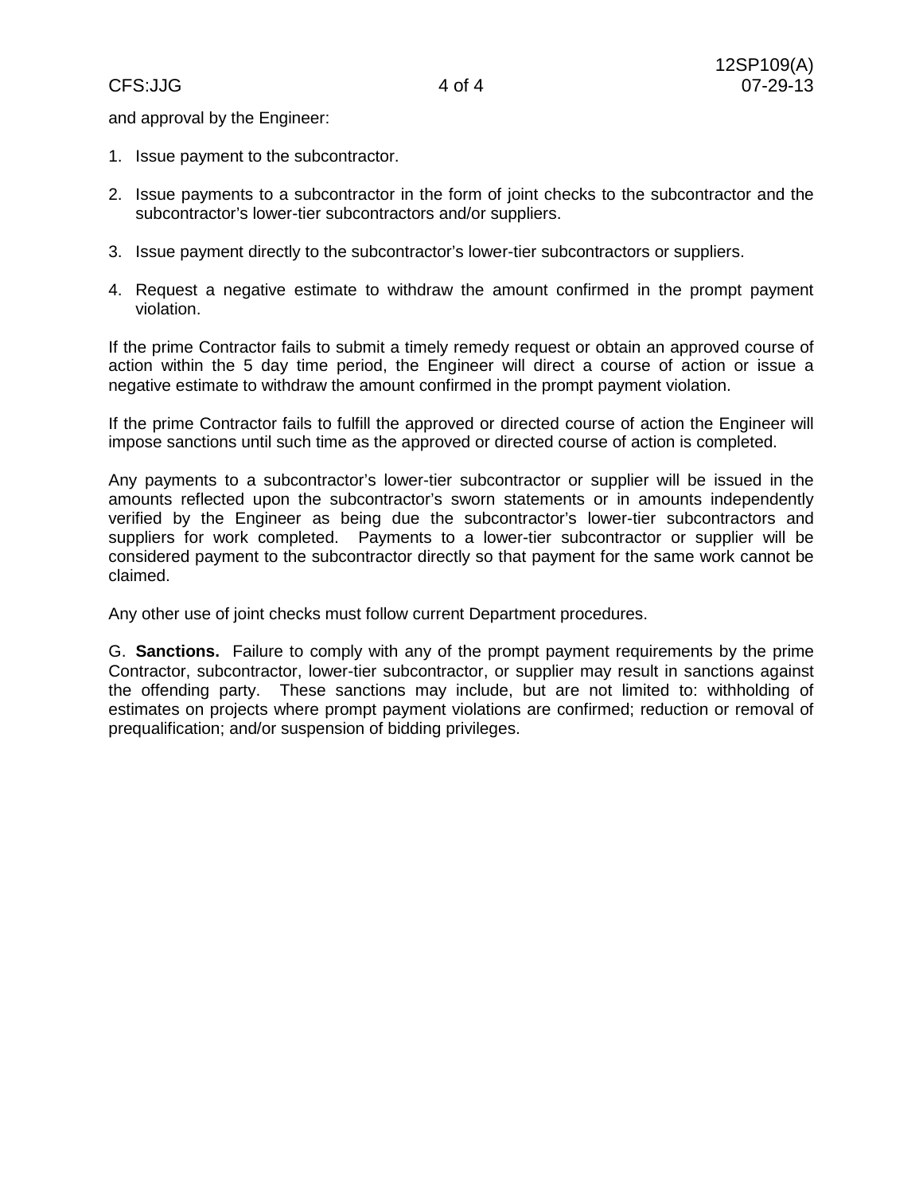and approval by the Engineer:

1. Issue payment to the subcontractor.

2. Issue payments to a subcontractor in the form of joint checks to the subcontractor and the subcontractor's lower-tier subcontractors and/or suppliers.

3. Issue payment directly to the subcontractor's lower-tier subcontractors or suppliers.

4. Request a negative estimate to withdraw the amount confirmed in the prompt payment violation.

If the prime Contractor fails to submit a timely remedy request or obtain an approved course of action within the 5 day time period, the Engineer will direct a course of action or issue a negative estimate to withdraw the amount confirmed in the prompt payment violation.

If the prime Contractor fails to fulfill the approved or directed course of action the Engineer will impose sanctions until such time as the approved or directed course of action is completed.

Any payments to a subcontractor's lower-tier subcontractor or supplier will be issued in the amounts reflected upon the subcontractor's sworn statements or in amounts independently verified by the Engineer as being due the subcontractor's lower-tier subcontractors and suppliers for work completed. Payments to a lower-tier subcontractor or supplier will be considered payment to the subcontractor directly so that payment for the same work cannot be claimed.

Any other use of joint checks must follow current Department procedures.

G. **Sanctions.** Failure to comply with any of the prompt payment requirements by the prime Contractor, subcontractor, lower-tier subcontractor, or supplier may result in sanctions against the offending party. These sanctions may include, but are not limited to: withholding of estimates on projects where prompt payment violations are confirmed; reduction or removal of prequalification; and/or suspension of bidding privileges.